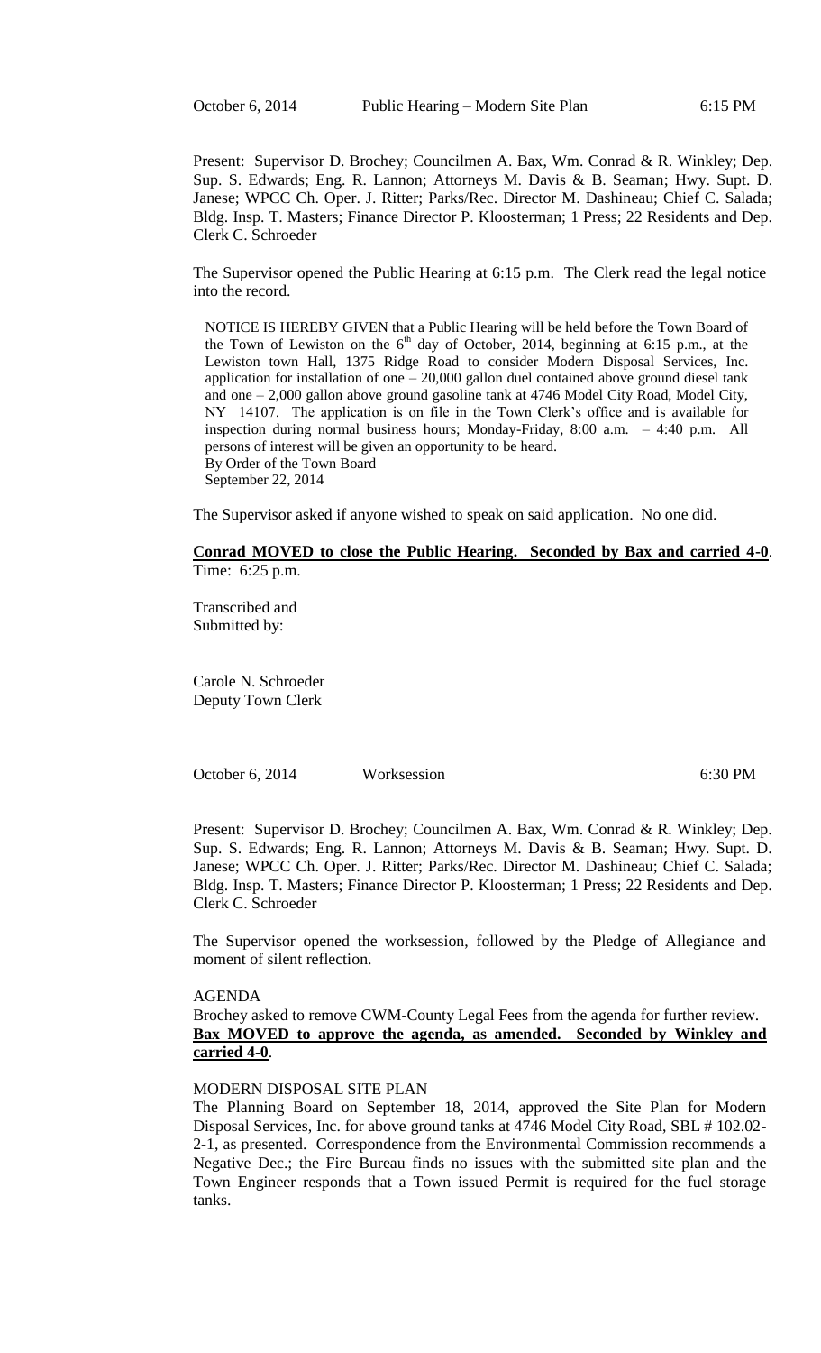October 6, 2014 Public Hearing – Modern Site Plan 6:15 PM

Present: Supervisor D. Brochey; Councilmen A. Bax, Wm. Conrad & R. Winkley; Dep. Sup. S. Edwards; Eng. R. Lannon; Attorneys M. Davis & B. Seaman; Hwy. Supt. D. Janese; WPCC Ch. Oper. J. Ritter; Parks/Rec. Director M. Dashineau; Chief C. Salada; Bldg. Insp. T. Masters; Finance Director P. Kloosterman; 1 Press; 22 Residents and Dep. Clerk C. Schroeder

The Supervisor opened the Public Hearing at 6:15 p.m. The Clerk read the legal notice into the record.

> NOTICE IS HEREBY GIVEN that a Public Hearing will be held before the Town Board of the Town of Lewiston on the 6th day of October, 2014, beginning at 6:15 p.m., at the Lewiston town Hall, 1375 Ridge Road to consider Modern Disposal Services, Inc. application for installation of one – 20,000 gallon duel contained above ground diesel tank and one – 2,000 gallon above ground gasoline tank at 4746 Model City Road, Model City, NY 14107. The application is on file in the Town Clerk's office and is available for inspection during normal business hours; Monday-Friday, 8:00 a.m. – 4:40 p.m. All persons of interest will be given an opportunity to be heard.
> By Order of the Town Board
> September 22, 2014

The Supervisor asked if anyone wished to speak on said application. No one did.

**Conrad MOVED to close the Public Hearing. Seconded by Bax and carried 4-0**.
Time: 6:25 p.m.

Transcribed and
Submitted by:

Carole N. Schroeder
Deputy Town Clerk

October 6, 2014 Worksession 6:30 PM

Present: Supervisor D. Brochey; Councilmen A. Bax, Wm. Conrad & R. Winkley; Dep. Sup. S. Edwards; Eng. R. Lannon; Attorneys M. Davis & B. Seaman; Hwy. Supt. D. Janese; WPCC Ch. Oper. J. Ritter; Parks/Rec. Director M. Dashineau; Chief C. Salada; Bldg. Insp. T. Masters; Finance Director P. Kloosterman; 1 Press; 22 Residents and Dep. Clerk C. Schroeder

The Supervisor opened the worksession, followed by the Pledge of Allegiance and moment of silent reflection.

AGENDA

Brochey asked to remove CWM-County Legal Fees from the agenda for further review.
**Bax MOVED to approve the agenda, as amended. Seconded by Winkley and carried 4-0**.

MODERN DISPOSAL SITE PLAN

The Planning Board on September 18, 2014, approved the Site Plan for Modern Disposal Services, Inc. for above ground tanks at 4746 Model City Road, SBL # 102.02-2-1, as presented. Correspondence from the Environmental Commission recommends a Negative Dec.; the Fire Bureau finds no issues with the submitted site plan and the Town Engineer responds that a Town issued Permit is required for the fuel storage tanks.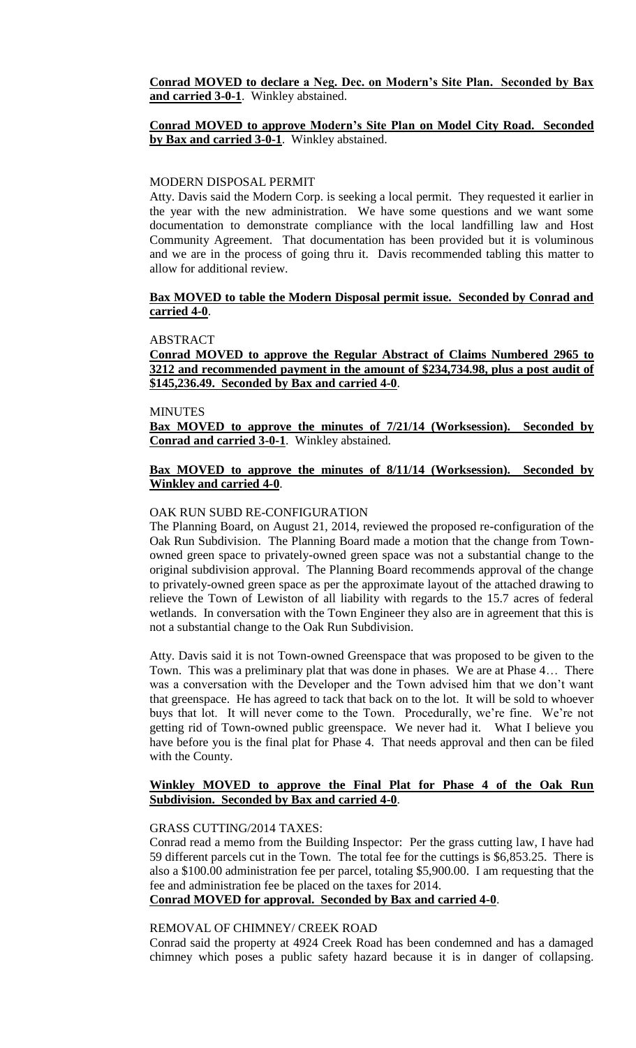**Conrad MOVED to declare a Neg. Dec. on Modern's Site Plan. Seconded by Bax and carried 3-0-1**. Winkley abstained.

**Conrad MOVED to approve Modern's Site Plan on Model City Road. Seconded by Bax and carried 3-0-1**. Winkley abstained.

MODERN DISPOSAL PERMIT

Atty. Davis said the Modern Corp. is seeking a local permit. They requested it earlier in the year with the new administration. We have some questions and we want some documentation to demonstrate compliance with the local landfilling law and Host Community Agreement. That documentation has been provided but it is voluminous and we are in the process of going thru it. Davis recommended tabling this matter to allow for additional review.

**Bax MOVED to table the Modern Disposal permit issue. Seconded by Conrad and carried 4-0**.

ABSTRACT

**Conrad MOVED to approve the Regular Abstract of Claims Numbered 2965 to 3212 and recommended payment in the amount of $234,734.98, plus a post audit of $145,236.49. Seconded by Bax and carried 4-0**.

MINUTES

**Bax MOVED to approve the minutes of 7/21/14 (Worksession). Seconded by Conrad and carried 3-0-1**. Winkley abstained.

**Bax MOVED to approve the minutes of 8/11/14 (Worksession). Seconded by Winkley and carried 4-0**.

OAK RUN SUBD RE-CONFIGURATION

The Planning Board, on August 21, 2014, reviewed the proposed re-configuration of the Oak Run Subdivision. The Planning Board made a motion that the change from Town-owned green space to privately-owned green space was not a substantial change to the original subdivision approval. The Planning Board recommends approval of the change to privately-owned green space as per the approximate layout of the attached drawing to relieve the Town of Lewiston of all liability with regards to the 15.7 acres of federal wetlands. In conversation with the Town Engineer they also are in agreement that this is not a substantial change to the Oak Run Subdivision.

Atty. Davis said it is not Town-owned Greenspace that was proposed to be given to the Town. This was a preliminary plat that was done in phases. We are at Phase 4… There was a conversation with the Developer and the Town advised him that we don't want that greenspace. He has agreed to tack that back on to the lot. It will be sold to whoever buys that lot. It will never come to the Town. Procedurally, we're fine. We're not getting rid of Town-owned public greenspace. We never had it. What I believe you have before you is the final plat for Phase 4. That needs approval and then can be filed with the County.

**Winkley MOVED to approve the Final Plat for Phase 4 of the Oak Run Subdivision. Seconded by Bax and carried 4-0**.

GRASS CUTTING/2014 TAXES:

Conrad read a memo from the Building Inspector: Per the grass cutting law, I have had 59 different parcels cut in the Town. The total fee for the cuttings is $6,853.25. There is also a $100.00 administration fee per parcel, totaling $5,900.00. I am requesting that the fee and administration fee be placed on the taxes for 2014.

**Conrad MOVED for approval. Seconded by Bax and carried 4-0**.

REMOVAL OF CHIMNEY/ CREEK ROAD

Conrad said the property at 4924 Creek Road has been condemned and has a damaged chimney which poses a public safety hazard because it is in danger of collapsing.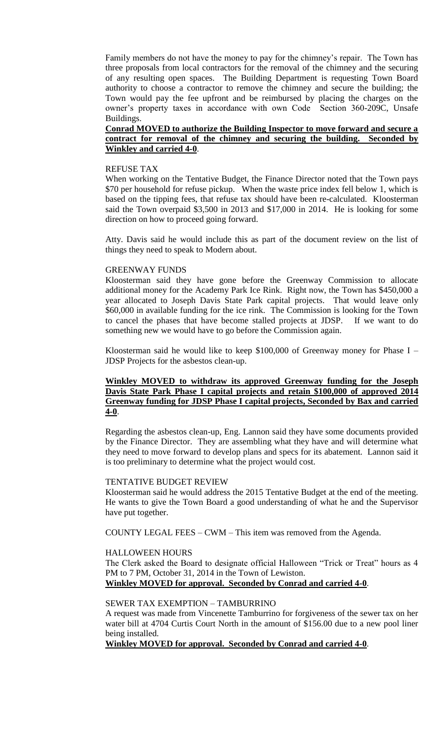Family members do not have the money to pay for the chimney's repair. The Town has three proposals from local contractors for the removal of the chimney and the securing of any resulting open spaces. The Building Department is requesting Town Board authority to choose a contractor to remove the chimney and secure the building; the Town would pay the fee upfront and be reimbursed by placing the charges on the owner's property taxes in accordance with own Code Section 360-209C, Unsafe Buildings.

**Conrad MOVED to authorize the Building Inspector to move forward and secure a contract for removal of the chimney and securing the building. Seconded by Winkley and carried 4-0.**

REFUSE TAX

When working on the Tentative Budget, the Finance Director noted that the Town pays $70 per household for refuse pickup. When the waste price index fell below 1, which is based on the tipping fees, that refuse tax should have been re-calculated. Kloosterman said the Town overpaid $3,500 in 2013 and $17,000 in 2014. He is looking for some direction on how to proceed going forward.

Atty. Davis said he would include this as part of the document review on the list of things they need to speak to Modern about.

GREENWAY FUNDS

Kloosterman said they have gone before the Greenway Commission to allocate additional money for the Academy Park Ice Rink. Right now, the Town has $450,000 a year allocated to Joseph Davis State Park capital projects. That would leave only $60,000 in available funding for the ice rink. The Commission is looking for the Town to cancel the phases that have become stalled projects at JDSP. If we want to do something new we would have to go before the Commission again.

Kloosterman said he would like to keep $100,000 of Greenway money for Phase I – JDSP Projects for the asbestos clean-up.

**Winkley MOVED to withdraw its approved Greenway funding for the Joseph Davis State Park Phase I capital projects and retain $100,000 of approved 2014 Greenway funding for JDSP Phase I capital projects, Seconded by Bax and carried 4-0.**

Regarding the asbestos clean-up, Eng. Lannon said they have some documents provided by the Finance Director. They are assembling what they have and will determine what they need to move forward to develop plans and specs for its abatement. Lannon said it is too preliminary to determine what the project would cost.

TENTATIVE BUDGET REVIEW

Kloosterman said he would address the 2015 Tentative Budget at the end of the meeting. He wants to give the Town Board a good understanding of what he and the Supervisor have put together.

COUNTY LEGAL FEES – CWM – This item was removed from the Agenda.

HALLOWEEN HOURS

The Clerk asked the Board to designate official Halloween "Trick or Treat" hours as 4 PM to 7 PM, October 31, 2014 in the Town of Lewiston.

**Winkley MOVED for approval. Seconded by Conrad and carried 4-0.**

SEWER TAX EXEMPTION – TAMBURRINO

A request was made from Vincenette Tamburrino for forgiveness of the sewer tax on her water bill at 4704 Curtis Court North in the amount of $156.00 due to a new pool liner being installed.

**Winkley MOVED for approval. Seconded by Conrad and carried 4-0.**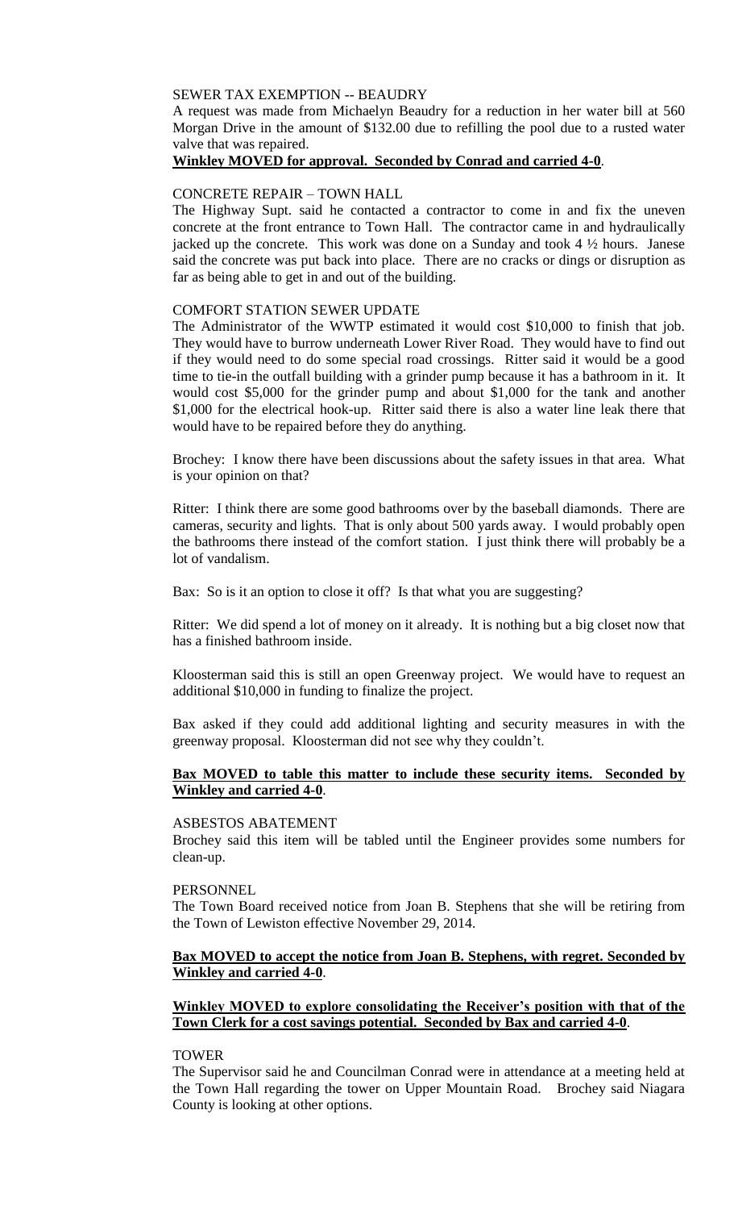SEWER TAX EXEMPTION -- BEAUDRY

A request was made from Michaelyn Beaudry for a reduction in her water bill at 560 Morgan Drive in the amount of $132.00 due to refilling the pool due to a rusted water valve that was repaired.

**Winkley MOVED for approval. Seconded by Conrad and carried 4-0**.

CONCRETE REPAIR – TOWN HALL

The Highway Supt. said he contacted a contractor to come in and fix the uneven concrete at the front entrance to Town Hall. The contractor came in and hydraulically jacked up the concrete. This work was done on a Sunday and took 4 ½ hours. Janese said the concrete was put back into place. There are no cracks or dings or disruption as far as being able to get in and out of the building.

COMFORT STATION SEWER UPDATE

The Administrator of the WWTP estimated it would cost $10,000 to finish that job. They would have to burrow underneath Lower River Road. They would have to find out if they would need to do some special road crossings. Ritter said it would be a good time to tie-in the outfall building with a grinder pump because it has a bathroom in it. It would cost $5,000 for the grinder pump and about $1,000 for the tank and another $1,000 for the electrical hook-up. Ritter said there is also a water line leak there that would have to be repaired before they do anything.

Brochey: I know there have been discussions about the safety issues in that area. What is your opinion on that?

Ritter: I think there are some good bathrooms over by the baseball diamonds. There are cameras, security and lights. That is only about 500 yards away. I would probably open the bathrooms there instead of the comfort station. I just think there will probably be a lot of vandalism.

Bax: So is it an option to close it off? Is that what you are suggesting?

Ritter: We did spend a lot of money on it already. It is nothing but a big closet now that has a finished bathroom inside.

Kloosterman said this is still an open Greenway project. We would have to request an additional $10,000 in funding to finalize the project.

Bax asked if they could add additional lighting and security measures in with the greenway proposal. Kloosterman did not see why they couldn't.

**Bax MOVED to table this matter to include these security items. Seconded by Winkley and carried 4-0**.

ASBESTOS ABATEMENT

Brochey said this item will be tabled until the Engineer provides some numbers for clean-up.

PERSONNEL

The Town Board received notice from Joan B. Stephens that she will be retiring from the Town of Lewiston effective November 29, 2014.

**Bax MOVED to accept the notice from Joan B. Stephens, with regret. Seconded by Winkley and carried 4-0**.

**Winkley MOVED to explore consolidating the Receiver's position with that of the Town Clerk for a cost savings potential. Seconded by Bax and carried 4-0**.

TOWER

The Supervisor said he and Councilman Conrad were in attendance at a meeting held at the Town Hall regarding the tower on Upper Mountain Road. Brochey said Niagara County is looking at other options.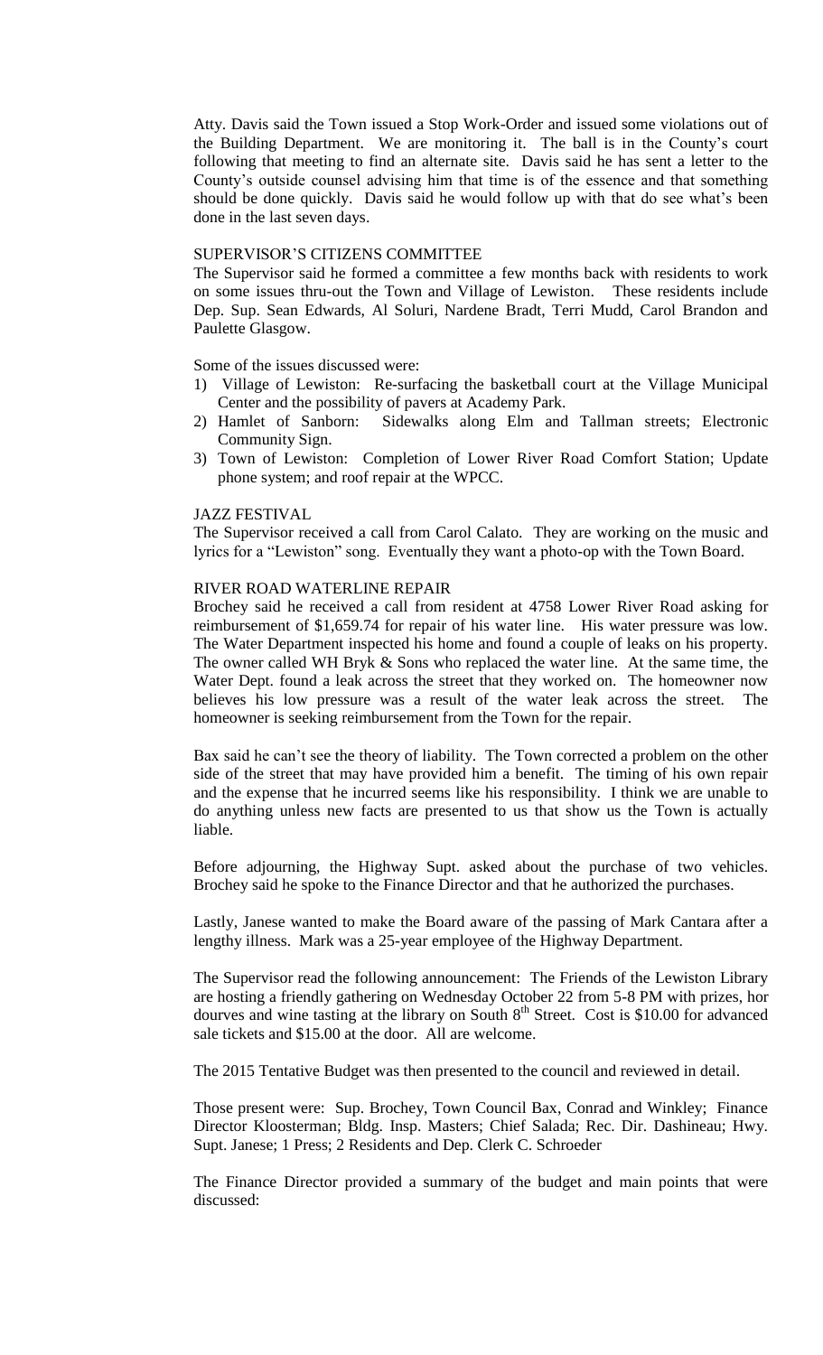Atty. Davis said the Town issued a Stop Work-Order and issued some violations out of the Building Department. We are monitoring it. The ball is in the County's court following that meeting to find an alternate site. Davis said he has sent a letter to the County's outside counsel advising him that time is of the essence and that something should be done quickly. Davis said he would follow up with that do see what's been done in the last seven days.

## SUPERVISOR'S CITIZENS COMMITTEE

The Supervisor said he formed a committee a few months back with residents to work on some issues thru-out the Town and Village of Lewiston. These residents include Dep. Sup. Sean Edwards, Al Soluri, Nardene Bradt, Terri Mudd, Carol Brandon and Paulette Glasgow.

Some of the issues discussed were:

1) Village of Lewiston: Re-surfacing the basketball court at the Village Municipal Center and the possibility of pavers at Academy Park.
2) Hamlet of Sanborn: Sidewalks along Elm and Tallman streets; Electronic Community Sign.
3) Town of Lewiston: Completion of Lower River Road Comfort Station; Update phone system; and roof repair at the WPCC.

## JAZZ FESTIVAL

The Supervisor received a call from Carol Calato. They are working on the music and lyrics for a "Lewiston" song. Eventually they want a photo-op with the Town Board.

## RIVER ROAD WATERLINE REPAIR

Brochey said he received a call from resident at 4758 Lower River Road asking for reimbursement of $1,659.74 for repair of his water line. His water pressure was low. The Water Department inspected his home and found a couple of leaks on his property. The owner called WH Bryk & Sons who replaced the water line. At the same time, the Water Dept. found a leak across the street that they worked on. The homeowner now believes his low pressure was a result of the water leak across the street. The homeowner is seeking reimbursement from the Town for the repair.

Bax said he can't see the theory of liability. The Town corrected a problem on the other side of the street that may have provided him a benefit. The timing of his own repair and the expense that he incurred seems like his responsibility. I think we are unable to do anything unless new facts are presented to us that show us the Town is actually liable.

Before adjourning, the Highway Supt. asked about the purchase of two vehicles. Brochey said he spoke to the Finance Director and that he authorized the purchases.

Lastly, Janese wanted to make the Board aware of the passing of Mark Cantara after a lengthy illness. Mark was a 25-year employee of the Highway Department.

The Supervisor read the following announcement: The Friends of the Lewiston Library are hosting a friendly gathering on Wednesday October 22 from 5-8 PM with prizes, hor dourves and wine tasting at the library on South 8th Street. Cost is $10.00 for advanced sale tickets and $15.00 at the door. All are welcome.

The 2015 Tentative Budget was then presented to the council and reviewed in detail.

Those present were: Sup. Brochey, Town Council Bax, Conrad and Winkley; Finance Director Kloosterman; Bldg. Insp. Masters; Chief Salada; Rec. Dir. Dashineau; Hwy. Supt. Janese; 1 Press; 2 Residents and Dep. Clerk C. Schroeder

The Finance Director provided a summary of the budget and main points that were discussed: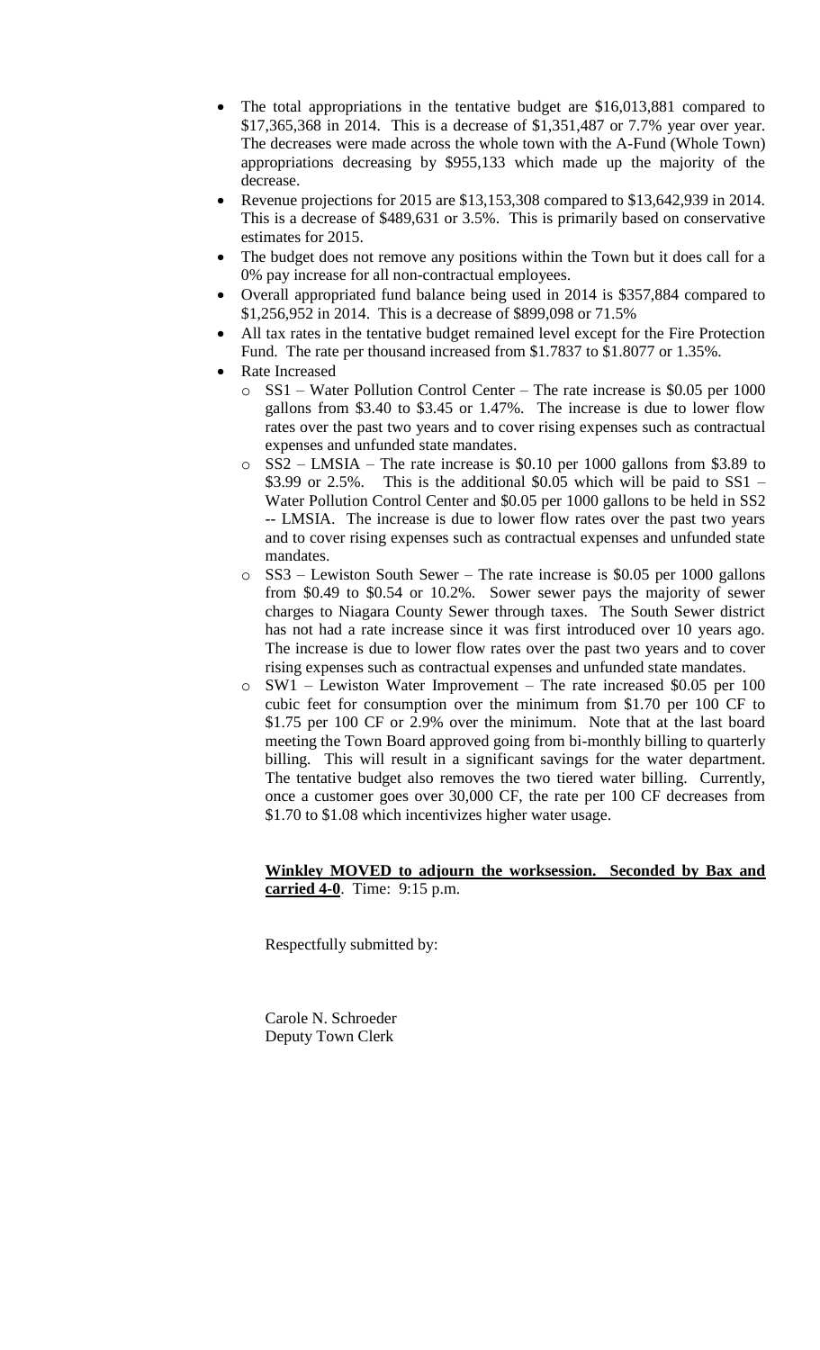- The total appropriations in the tentative budget are $16,013,881 compared to $17,365,368 in 2014. This is a decrease of $1,351,487 or 7.7% year over year. The decreases were made across the whole town with the A-Fund (Whole Town) appropriations decreasing by $955,133 which made up the majority of the decrease.
- Revenue projections for 2015 are $13,153,308 compared to $13,642,939 in 2014. This is a decrease of $489,631 or 3.5%. This is primarily based on conservative estimates for 2015.
- The budget does not remove any positions within the Town but it does call for a 0% pay increase for all non-contractual employees.
- Overall appropriated fund balance being used in 2014 is $357,884 compared to $1,256,952 in 2014. This is a decrease of $899,098 or 71.5%
- All tax rates in the tentative budget remained level except for the Fire Protection Fund. The rate per thousand increased from $1.7837 to $1.8077 or 1.35%.
- Rate Increased
  - SS1 – Water Pollution Control Center – The rate increase is $0.05 per 1000 gallons from $3.40 to $3.45 or 1.47%. The increase is due to lower flow rates over the past two years and to cover rising expenses such as contractual expenses and unfunded state mandates.
  - SS2 – LMSIA – The rate increase is $0.10 per 1000 gallons from $3.89 to $3.99 or 2.5%. This is the additional $0.05 which will be paid to SS1 – Water Pollution Control Center and $0.05 per 1000 gallons to be held in SS2 -- LMSIA. The increase is due to lower flow rates over the past two years and to cover rising expenses such as contractual expenses and unfunded state mandates.
  - SS3 – Lewiston South Sewer – The rate increase is $0.05 per 1000 gallons from $0.49 to $0.54 or 10.2%. Sower sewer pays the majority of sewer charges to Niagara County Sewer through taxes. The South Sewer district has not had a rate increase since it was first introduced over 10 years ago. The increase is due to lower flow rates over the past two years and to cover rising expenses such as contractual expenses and unfunded state mandates.
  - SW1 – Lewiston Water Improvement – The rate increased $0.05 per 100 cubic feet for consumption over the minimum from $1.70 per 100 CF to $1.75 per 100 CF or 2.9% over the minimum. Note that at the last board meeting the Town Board approved going from bi-monthly billing to quarterly billing. This will result in a significant savings for the water department. The tentative budget also removes the two tiered water billing. Currently, once a customer goes over 30,000 CF, the rate per 100 CF decreases from $1.70 to $1.08 which incentivizes higher water usage.

**Winkley MOVED to adjourn the worksession. Seconded by Bax and carried 4-0**. Time: 9:15 p.m.

Respectfully submitted by:

Carole N. Schroeder
Deputy Town Clerk